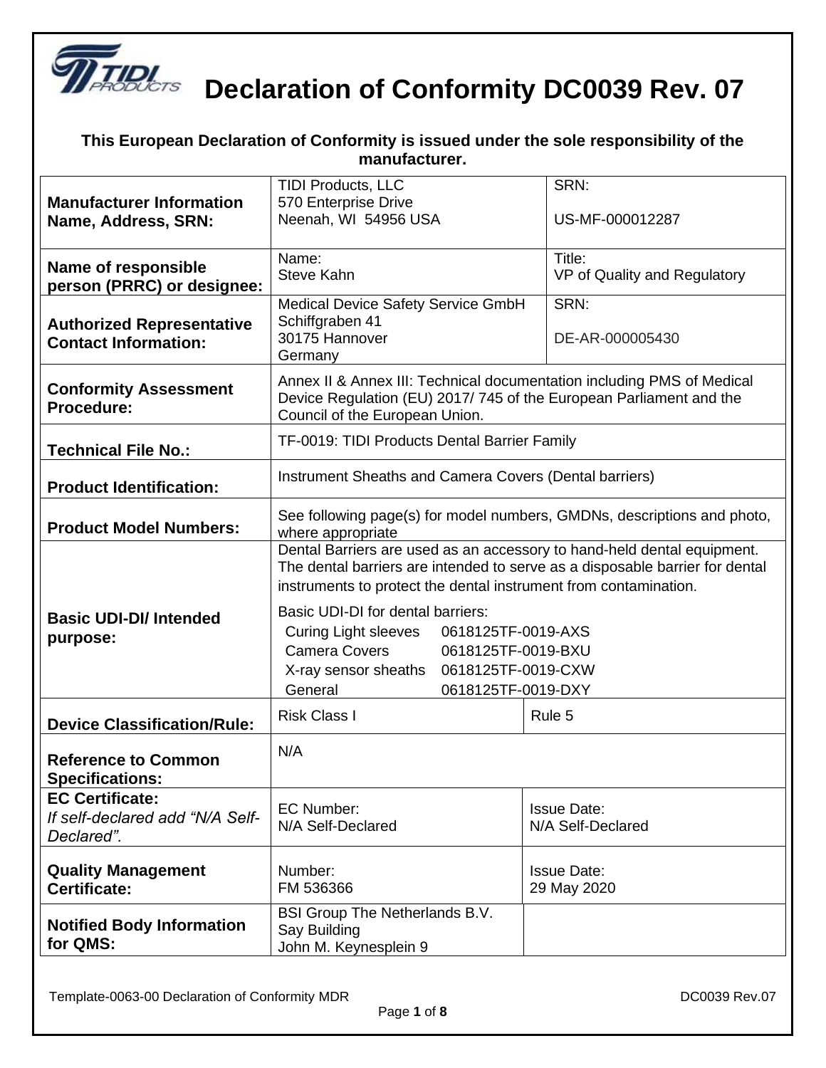# Declaration of Conformity DC0039 Rev. 07

**This European Declaration of Conformity is issued under the sole responsibility of the manufacturer.**

| | | |
|---|---|---|
| **Manufacturer Information Name, Address, SRN:** | TIDI Products, LLC<br>570 Enterprise Drive<br>Neenah, WI 54956 USA | SRN:<br><br>US-MF-000012287 |
| **Name of responsible person (PRRC) or designee:** | Name:<br>Steve Kahn | Title:<br>VP of Quality and Regulatory |
| **Authorized Representative Contact Information:** | Medical Device Safety Service GmbH<br>Schiffgraben 41<br>30175 Hannover<br>Germany | SRN:<br><br>DE-AR-000005430 |
| **Conformity Assessment Procedure:** | Annex II & Annex III: Technical documentation including PMS of Medical Device Regulation (EU) 2017/ 745 of the European Parliament and the Council of the European Union. | |
| **Technical File No.:** | TF-0019: TIDI Products Dental Barrier Family | |
| **Product Identification:** | Instrument Sheaths and Camera Covers (Dental barriers) | |
| **Product Model Numbers:** | See following page(s) for model numbers, GMDNs, descriptions and photo, where appropriate | |
| **Basic UDI-DI/ Intended purpose:** | Dental Barriers are used as an accessory to hand-held dental equipment. The dental barriers are intended to serve as a disposable barrier for dental instruments to protect the dental instrument from contamination.<br><br>Basic UDI-DI for dental barriers:<br>Curing Light sleeves 0618125TF-0019-AXS<br>Camera Covers 0618125TF-0019-BXU<br>X-ray sensor sheaths 0618125TF-0019-CXW<br>General 0618125TF-0019-DXY | |
| **Device Classification/Rule:** | Risk Class I | Rule 5 |
| **Reference to Common Specifications:** | N/A | |
| **EC Certificate:**<br>*If self-declared add "N/A Self-Declared".* | EC Number:<br>N/A Self-Declared | Issue Date:<br>N/A Self-Declared |
| **Quality Management Certificate:** | Number:<br>FM 536366 | Issue Date:<br>29 May 2020 |
| **Notified Body Information for QMS:** | BSI Group The Netherlands B.V.<br>Say Building<br>John M. Keynesplein 9 | |

Template-0063-00 Declaration of Conformity MDR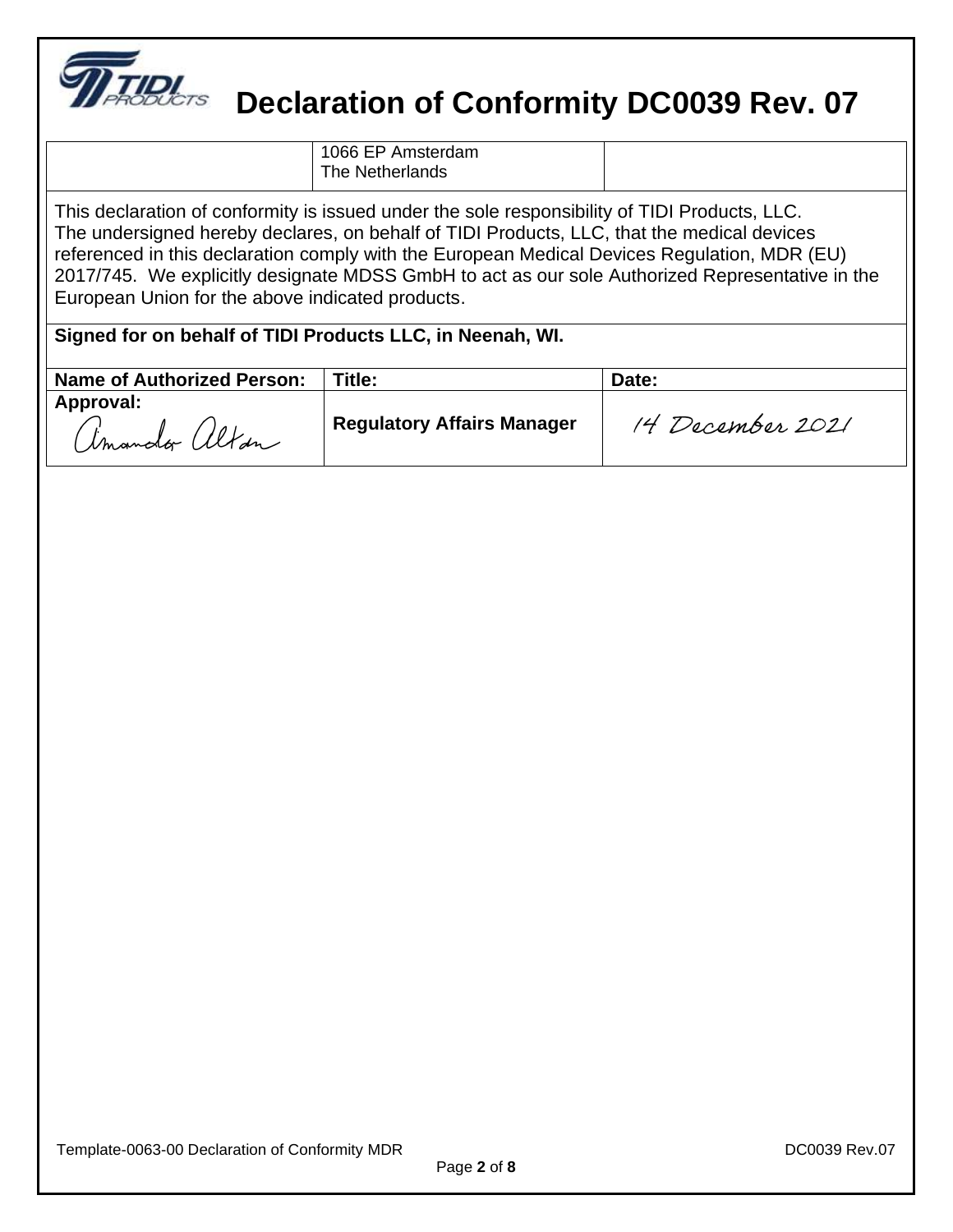# Declaration of Conformity DC0039 Rev. 07

| | 1066 EP Amsterdam<br>The Netherlands | |
|---|---|---|

This declaration of conformity is issued under the sole responsibility of TIDI Products, LLC.
The undersigned hereby declares, on behalf of TIDI Products, LLC, that the medical devices referenced in this declaration comply with the European Medical Devices Regulation, MDR (EU) 2017/745. We explicitly designate MDSS GmbH to act as our sole Authorized Representative in the European Union for the above indicated products.

**Signed for on behalf of TIDI Products LLC, in Neenah, WI.**

| Name of Authorized Person: | Title: | Date: |
|---|---|---|
| **Approval:** Amanda Alton | **Regulatory Affairs Manager** | 14 December 2021 |

Template-0063-00 Declaration of Conformity MDR

DC0039 Rev.07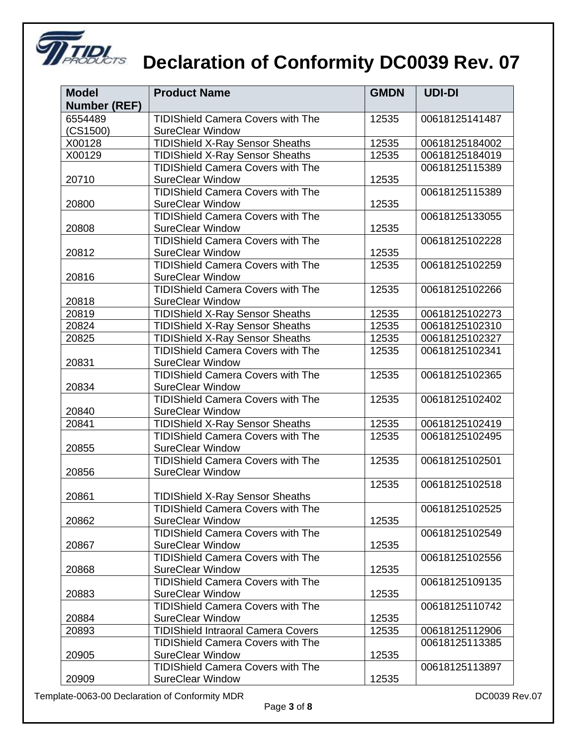# Declaration of Conformity DC0039 Rev. 07

| Model Number (REF) | Product Name | GMDN | UDI-DI |
|---|---|---|---|
| 6554489 (CS1500) | TIDIShield Camera Covers with The SureClear Window | 12535 | 00618125141487 |
| X00128 | TIDIShield X-Ray Sensor Sheaths | 12535 | 00618125184002 |
| X00129 | TIDIShield X-Ray Sensor Sheaths | 12535 | 00618125184019 |
| 20710 | TIDIShield Camera Covers with The SureClear Window | 12535 | 00618125115389 |
| 20800 | TIDIShield Camera Covers with The SureClear Window | 12535 | 00618125115389 |
| 20808 | TIDIShield Camera Covers with The SureClear Window | 12535 | 00618125133055 |
| 20812 | TIDIShield Camera Covers with The SureClear Window | 12535 | 00618125102228 |
| 20816 | TIDIShield Camera Covers with The SureClear Window | 12535 | 00618125102259 |
| 20818 | TIDIShield Camera Covers with The SureClear Window | 12535 | 00618125102266 |
| 20819 | TIDIShield X-Ray Sensor Sheaths | 12535 | 00618125102273 |
| 20824 | TIDIShield X-Ray Sensor Sheaths | 12535 | 00618125102310 |
| 20825 | TIDIShield X-Ray Sensor Sheaths | 12535 | 00618125102327 |
| 20831 | TIDIShield Camera Covers with The SureClear Window | 12535 | 00618125102341 |
| 20834 | TIDIShield Camera Covers with The SureClear Window | 12535 | 00618125102365 |
| 20840 | TIDIShield Camera Covers with The SureClear Window | 12535 | 00618125102402 |
| 20841 | TIDIShield X-Ray Sensor Sheaths | 12535 | 00618125102419 |
| 20855 | TIDIShield Camera Covers with The SureClear Window | 12535 | 00618125102495 |
| 20856 | TIDIShield Camera Covers with The SureClear Window | 12535 | 00618125102501 |
| 20861 | TIDIShield X-Ray Sensor Sheaths | 12535 | 00618125102518 |
| 20862 | TIDIShield Camera Covers with The SureClear Window | 12535 | 00618125102525 |
| 20867 | TIDIShield Camera Covers with The SureClear Window | 12535 | 00618125102549 |
| 20868 | TIDIShield Camera Covers with The SureClear Window | 12535 | 00618125102556 |
| 20883 | TIDIShield Camera Covers with The SureClear Window | 12535 | 00618125109135 |
| 20884 | TIDIShield Camera Covers with The SureClear Window | 12535 | 00618125110742 |
| 20893 | TIDIShield Intraoral Camera Covers | 12535 | 00618125112906 |
| 20905 | TIDIShield Camera Covers with The SureClear Window | 12535 | 00618125113385 |
| 20909 | TIDIShield Camera Covers with The SureClear Window | 12535 | 00618125113897 |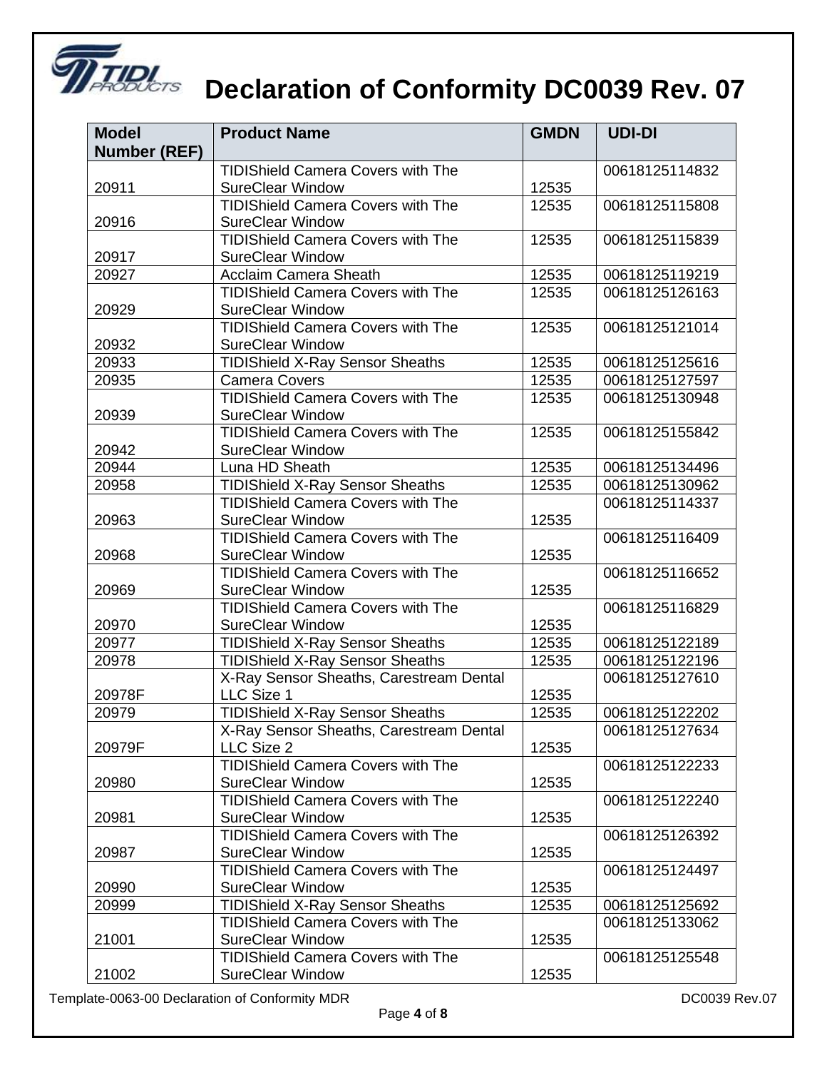# Declaration of Conformity DC0039 Rev. 07

| Model Number (REF) | Product Name | GMDN | UDI-DI |
|---|---|---|---|
| 20911 | TIDIShield Camera Covers with The SureClear Window | 12535 | 00618125114832 |
| 20916 | TIDIShield Camera Covers with The SureClear Window | 12535 | 00618125115808 |
| 20917 | TIDIShield Camera Covers with The SureClear Window | 12535 | 00618125115839 |
| 20927 | Acclaim Camera Sheath | 12535 | 00618125119219 |
| 20929 | TIDIShield Camera Covers with The SureClear Window | 12535 | 00618125126163 |
| 20932 | TIDIShield Camera Covers with The SureClear Window | 12535 | 00618125121014 |
| 20933 | TIDIShield X-Ray Sensor Sheaths | 12535 | 00618125125616 |
| 20935 | Camera Covers | 12535 | 00618125127597 |
| 20939 | TIDIShield Camera Covers with The SureClear Window | 12535 | 00618125130948 |
| 20942 | TIDIShield Camera Covers with The SureClear Window | 12535 | 00618125155842 |
| 20944 | Luna HD Sheath | 12535 | 00618125134496 |
| 20958 | TIDIShield X-Ray Sensor Sheaths | 12535 | 00618125130962 |
| 20963 | TIDIShield Camera Covers with The SureClear Window | 12535 | 00618125114337 |
| 20968 | TIDIShield Camera Covers with The SureClear Window | 12535 | 00618125116409 |
| 20969 | TIDIShield Camera Covers with The SureClear Window | 12535 | 00618125116652 |
| 20970 | TIDIShield Camera Covers with The SureClear Window | 12535 | 00618125116829 |
| 20977 | TIDIShield X-Ray Sensor Sheaths | 12535 | 00618125122189 |
| 20978 | TIDIShield X-Ray Sensor Sheaths | 12535 | 00618125122196 |
| 20978F | X-Ray Sensor Sheaths, Carestream Dental LLC Size 1 | 12535 | 00618125127610 |
| 20979 | TIDIShield X-Ray Sensor Sheaths | 12535 | 00618125122202 |
| 20979F | X-Ray Sensor Sheaths, Carestream Dental LLC Size 2 | 12535 | 00618125127634 |
| 20980 | TIDIShield Camera Covers with The SureClear Window | 12535 | 00618125122233 |
| 20981 | TIDIShield Camera Covers with The SureClear Window | 12535 | 00618125122240 |
| 20987 | TIDIShield Camera Covers with The SureClear Window | 12535 | 00618125126392 |
| 20990 | TIDIShield Camera Covers with The SureClear Window | 12535 | 00618125124497 |
| 20999 | TIDIShield X-Ray Sensor Sheaths | 12535 | 00618125125692 |
| 21001 | TIDIShield Camera Covers with The SureClear Window | 12535 | 00618125133062 |
| 21002 | TIDIShield Camera Covers with The SureClear Window | 12535 | 00618125125548 |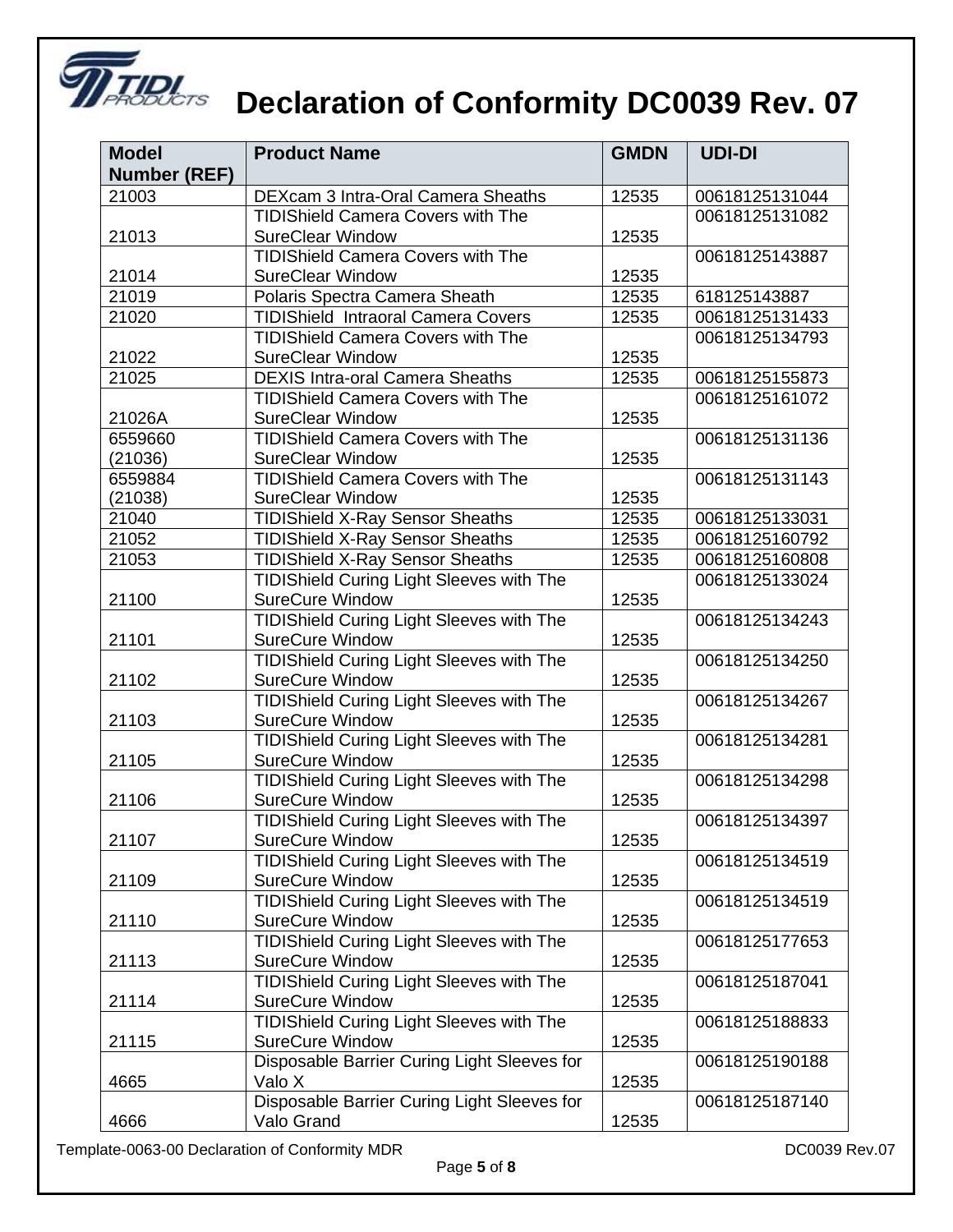# Declaration of Conformity DC0039 Rev. 07

| Model Number (REF) | Product Name | GMDN | UDI-DI |
|---|---|---|---|
| 21003 | DEXcam 3 Intra-Oral Camera Sheaths | 12535 | 00618125131044 |
| 21013 | TIDIShield Camera Covers with The SureClear Window | 12535 | 00618125131082 |
| 21014 | TIDIShield Camera Covers with The SureClear Window | 12535 | 00618125143887 |
| 21019 | Polaris Spectra Camera Sheath | 12535 | 618125143887 |
| 21020 | TIDIShield Intraoral Camera Covers | 12535 | 00618125131433 |
| 21022 | TIDIShield Camera Covers with The SureClear Window | 12535 | 00618125134793 |
| 21025 | DEXIS Intra-oral Camera Sheaths | 12535 | 00618125155873 |
| 21026A | TIDIShield Camera Covers with The SureClear Window | 12535 | 00618125161072 |
| 6559660 (21036) | TIDIShield Camera Covers with The SureClear Window | 12535 | 00618125131136 |
| 6559884 (21038) | TIDIShield Camera Covers with The SureClear Window | 12535 | 00618125131143 |
| 21040 | TIDIShield X-Ray Sensor Sheaths | 12535 | 00618125133031 |
| 21052 | TIDIShield X-Ray Sensor Sheaths | 12535 | 00618125160792 |
| 21053 | TIDIShield X-Ray Sensor Sheaths | 12535 | 00618125160808 |
| 21100 | TIDIShield Curing Light Sleeves with The SureCure Window | 12535 | 00618125133024 |
| 21101 | TIDIShield Curing Light Sleeves with The SureCure Window | 12535 | 00618125134243 |
| 21102 | TIDIShield Curing Light Sleeves with The SureCure Window | 12535 | 00618125134250 |
| 21103 | TIDIShield Curing Light Sleeves with The SureCure Window | 12535 | 00618125134267 |
| 21105 | TIDIShield Curing Light Sleeves with The SureCure Window | 12535 | 00618125134281 |
| 21106 | TIDIShield Curing Light Sleeves with The SureCure Window | 12535 | 00618125134298 |
| 21107 | TIDIShield Curing Light Sleeves with The SureCure Window | 12535 | 00618125134397 |
| 21109 | TIDIShield Curing Light Sleeves with The SureCure Window | 12535 | 00618125134519 |
| 21110 | TIDIShield Curing Light Sleeves with The SureCure Window | 12535 | 00618125134519 |
| 21113 | TIDIShield Curing Light Sleeves with The SureCure Window | 12535 | 00618125177653 |
| 21114 | TIDIShield Curing Light Sleeves with The SureCure Window | 12535 | 00618125187041 |
| 21115 | TIDIShield Curing Light Sleeves with The SureCure Window | 12535 | 00618125188833 |
| 4665 | Disposable Barrier Curing Light Sleeves for Valo X | 12535 | 00618125190188 |
| 4666 | Disposable Barrier Curing Light Sleeves for Valo Grand | 12535 | 00618125187140 |

Template-0063-00 Declaration of Conformity MDR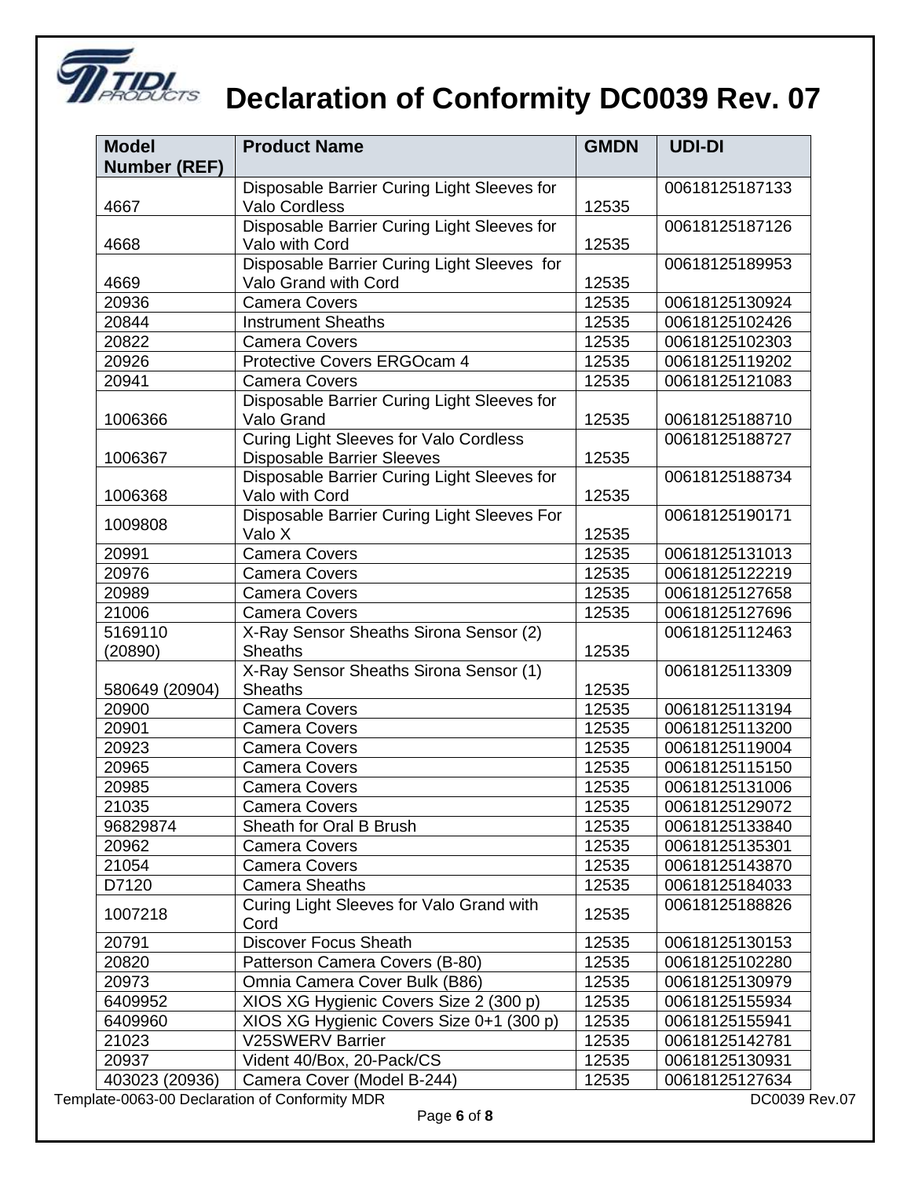# Declaration of Conformity DC0039 Rev. 07

| Model Number (REF) | Product Name | GMDN | UDI-DI |
|---|---|---|---|
| 4667 | Disposable Barrier Curing Light Sleeves for Valo Cordless | 12535 | 00618125187133 |
| 4668 | Disposable Barrier Curing Light Sleeves for Valo with Cord | 12535 | 00618125187126 |
| 4669 | Disposable Barrier Curing Light Sleeves for Valo Grand with Cord | 12535 | 00618125189953 |
| 20936 | Camera Covers | 12535 | 00618125130924 |
| 20844 | Instrument Sheaths | 12535 | 00618125102426 |
| 20822 | Camera Covers | 12535 | 00618125102303 |
| 20926 | Protective Covers ERGOcam 4 | 12535 | 00618125119202 |
| 20941 | Camera Covers | 12535 | 00618125121083 |
| 1006366 | Disposable Barrier Curing Light Sleeves for Valo Grand | 12535 | 00618125188710 |
| 1006367 | Curing Light Sleeves for Valo Cordless Disposable Barrier Sleeves | 12535 | 00618125188727 |
| 1006368 | Disposable Barrier Curing Light Sleeves for Valo with Cord | 12535 | 00618125188734 |
| 1009808 | Disposable Barrier Curing Light Sleeves For Valo X | 12535 | 00618125190171 |
| 20991 | Camera Covers | 12535 | 00618125131013 |
| 20976 | Camera Covers | 12535 | 00618125122219 |
| 20989 | Camera Covers | 12535 | 00618125127658 |
| 21006 | Camera Covers | 12535 | 00618125127696 |
| 5169110 (20890) | X-Ray Sensor Sheaths Sirona Sensor (2) Sheaths | 12535 | 00618125112463 |
| 580649 (20904) | X-Ray Sensor Sheaths Sirona Sensor (1) Sheaths | 12535 | 00618125113309 |
| 20900 | Camera Covers | 12535 | 00618125113194 |
| 20901 | Camera Covers | 12535 | 00618125113200 |
| 20923 | Camera Covers | 12535 | 00618125119004 |
| 20965 | Camera Covers | 12535 | 00618125115150 |
| 20985 | Camera Covers | 12535 | 00618125131006 |
| 21035 | Camera Covers | 12535 | 00618125129072 |
| 96829874 | Sheath for Oral B Brush | 12535 | 00618125133840 |
| 20962 | Camera Covers | 12535 | 00618125135301 |
| 21054 | Camera Covers | 12535 | 00618125143870 |
| D7120 | Camera Sheaths | 12535 | 00618125184033 |
| 1007218 | Curing Light Sleeves for Valo Grand with Cord | 12535 | 00618125188826 |
| 20791 | Discover Focus Sheath | 12535 | 00618125130153 |
| 20820 | Patterson Camera Covers (B-80) | 12535 | 00618125102280 |
| 20973 | Omnia Camera Cover Bulk (B86) | 12535 | 00618125130979 |
| 6409952 | XIOS XG Hygienic Covers Size 2 (300 p) | 12535 | 00618125155934 |
| 6409960 | XIOS XG Hygienic Covers Size 0+1 (300 p) | 12535 | 00618125155941 |
| 21023 | V25SWERV Barrier | 12535 | 00618125142781 |
| 20937 | Vident 40/Box, 20-Pack/CS | 12535 | 00618125130931 |
| 403023 (20936) | Camera Cover (Model B-244) | 12535 | 00618125127634 |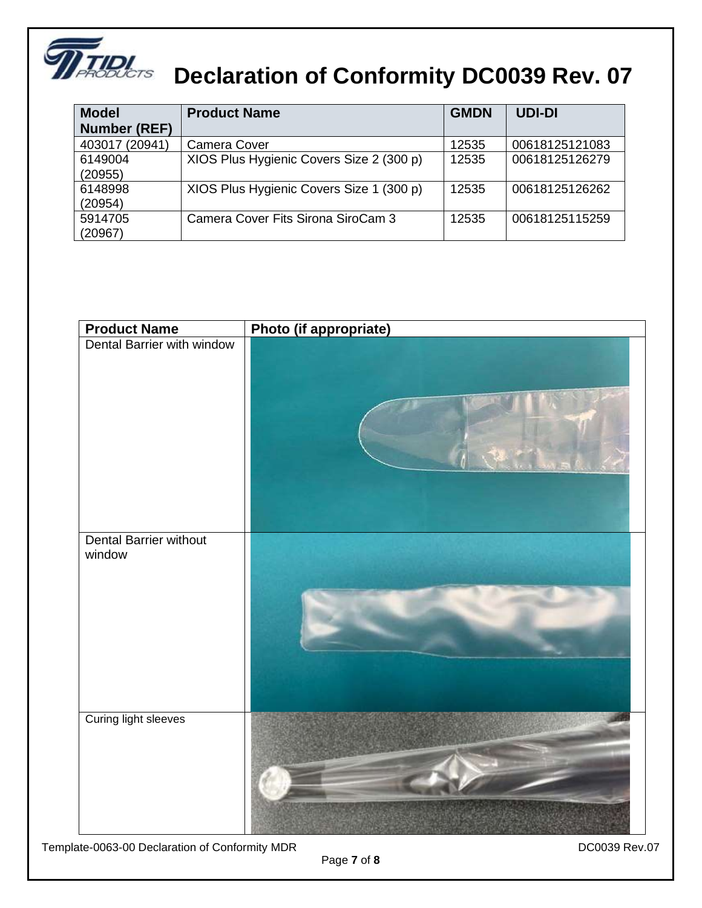# Declaration of Conformity DC0039 Rev. 07

| Model Number (REF) | Product Name | GMDN | UDI-DI |
|---|---|---|---|
| 403017 (20941) | Camera Cover | 12535 | 00618125121083 |
| 6149004 (20955) | XIOS Plus Hygienic Covers Size 2 (300 p) | 12535 | 00618125126279 |
| 6148998 (20954) | XIOS Plus Hygienic Covers Size 1 (300 p) | 12535 | 00618125126262 |
| 5914705 (20967) | Camera Cover Fits Sirona SiroCam 3 | 12535 | 00618125115259 |

| Product Name | Photo (if appropriate) |
|---|---|
| Dental Barrier with window | |
| Dental Barrier without window | |
| Curing light sleeves | |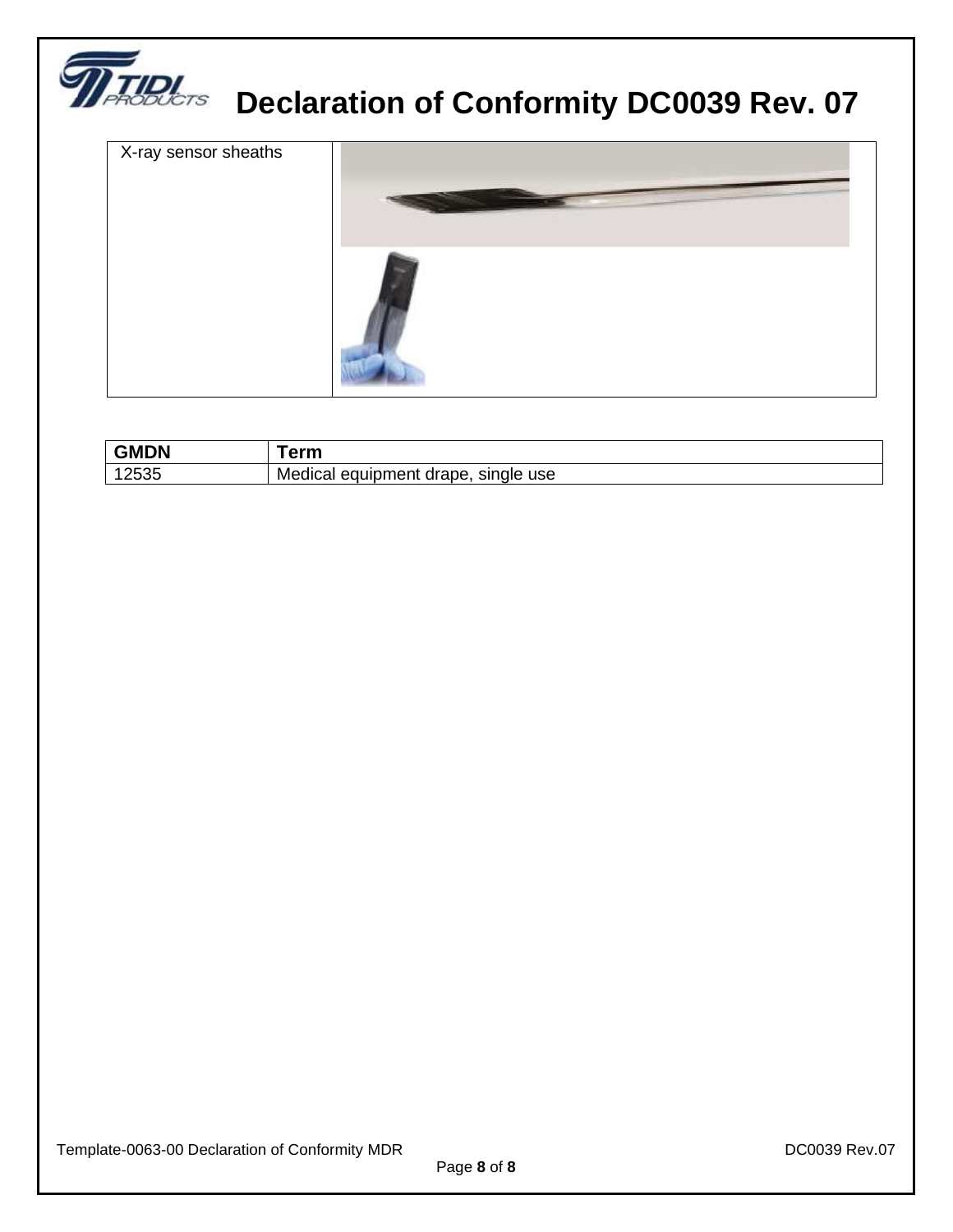| | |
|---|---|
| X-ray sensor sheaths | |

| GMDN | Term |
|---|---|
| 12535 | Medical equipment drape, single use |